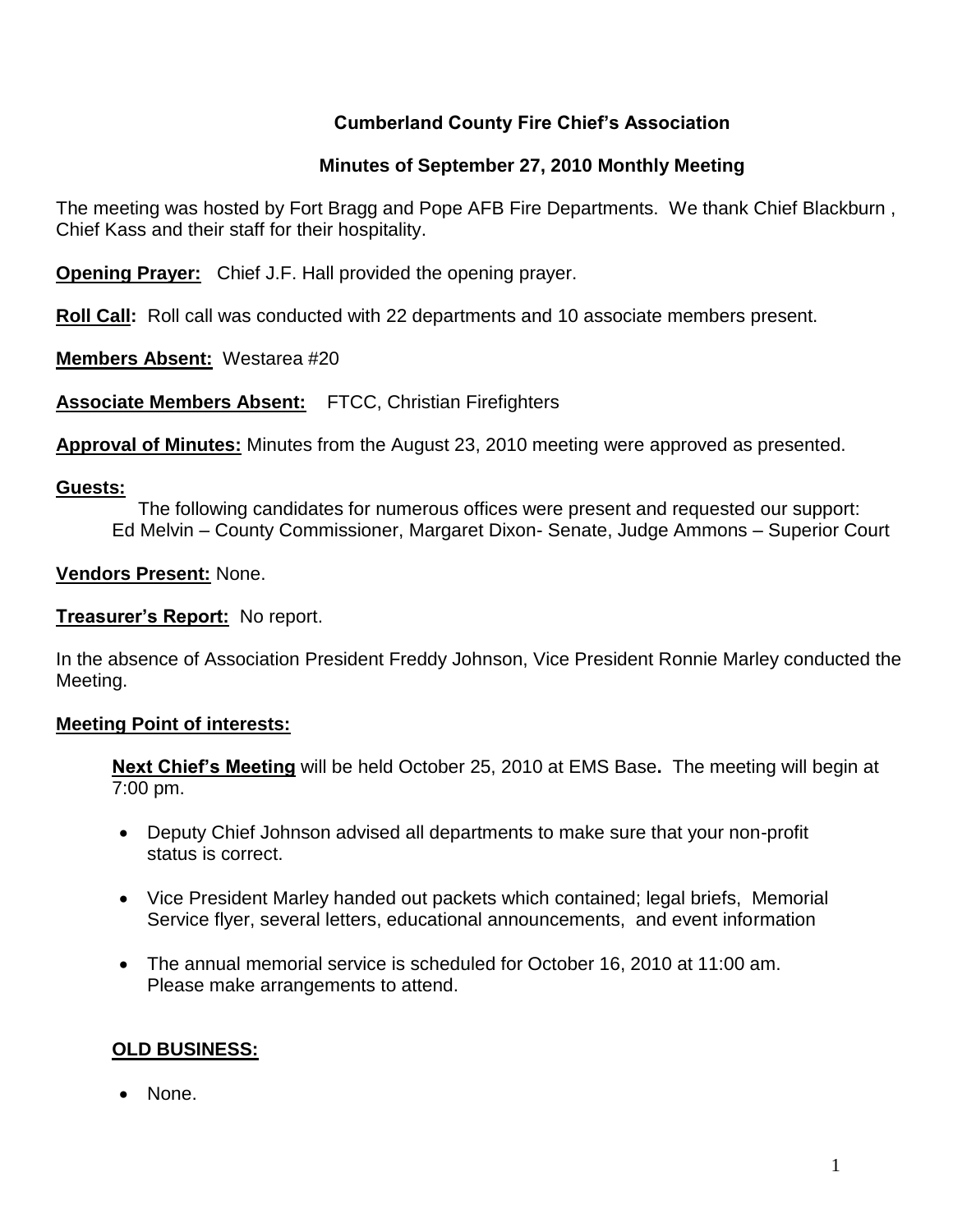# Cumberland County Fire Chief's Association

## Minutes of September 27, 2010 Monthly Meeting

The meeting was hosted by Fort Bragg and Pope AFB Fire Departments. We thank Chief Blackburn , Chief Kass and their staff for their hospitality.

**Opening Prayer:** Chief J.F. Hall provided the opening prayer.

**Roll Call:** Roll call was conducted with 22 departments and 10 associate members present.

**Members Absent:** Westarea #20

**Associate Members Absent:** FTCC, Christian Firefighters

**Approval of Minutes:** Minutes from the August 23, 2010 meeting were approved as presented.

**Guests:**

The following candidates for numerous offices were present and requested our support: Ed Melvin – County Commissioner, Margaret Dixon- Senate, Judge Ammons – Superior Court

**Vendors Present:** None.

**Treasurer's Report:** No report.

In the absence of Association President Freddy Johnson, Vice President Ronnie Marley conducted the Meeting.

**Meeting Point of interests:**

**Next Chief's Meeting** will be held October 25, 2010 at EMS Base**.** The meeting will begin at 7:00 pm.

- Deputy Chief Johnson advised all departments to make sure that your non-profit status is correct.
- Vice President Marley handed out packets which contained; legal briefs, Memorial Service flyer, several letters, educational announcements, and event information
- The annual memorial service is scheduled for October 16, 2010 at 11:00 am. Please make arrangements to attend.

**OLD BUSINESS:**

- None.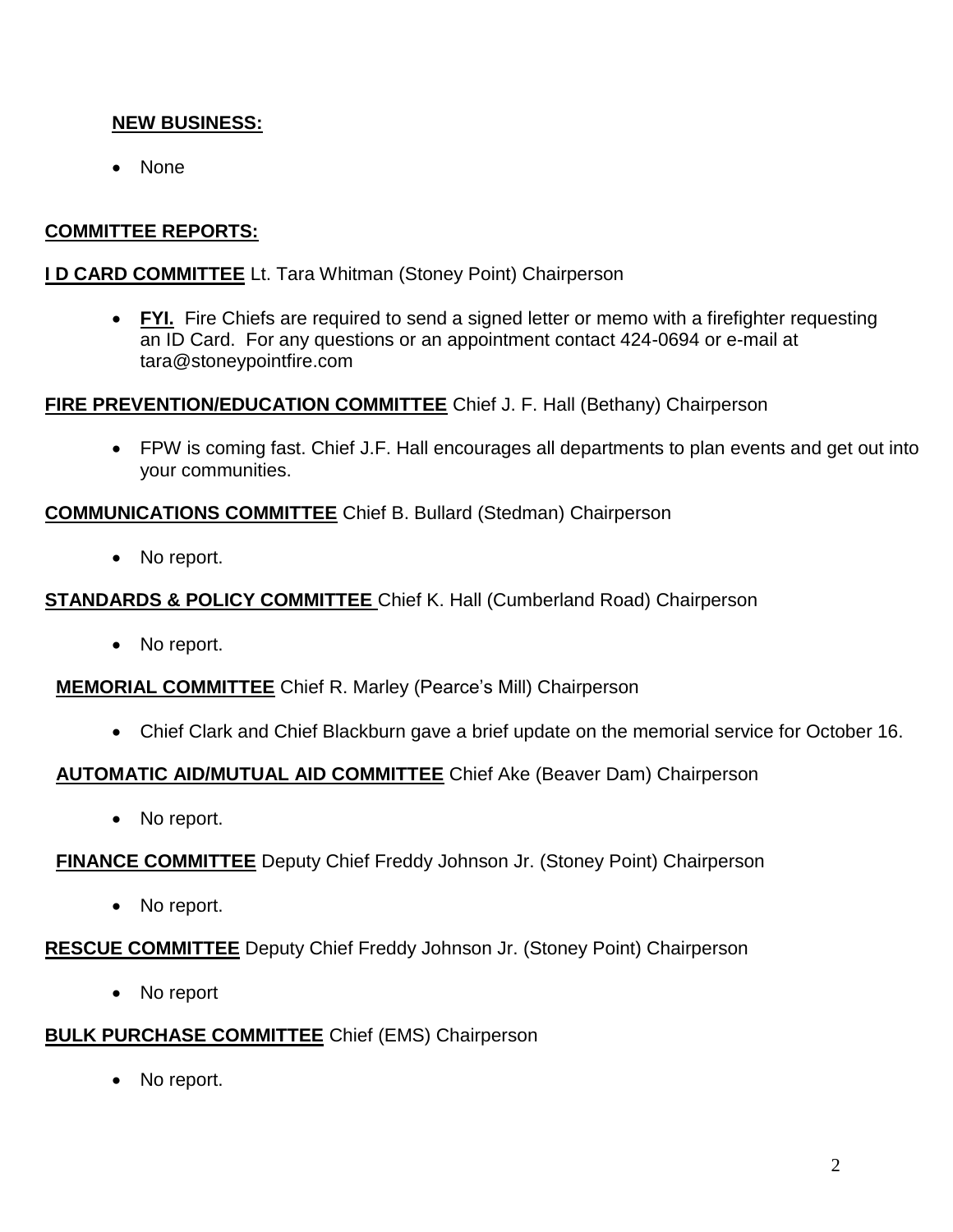**NEW BUSINESS:**

- None

**COMMITTEE REPORTS:**

**I D CARD COMMITTEE** Lt. Tara Whitman (Stoney Point) Chairperson

- **FYI.** Fire Chiefs are required to send a signed letter or memo with a firefighter requesting an ID Card. For any questions or an appointment contact 424-0694 or e-mail at tara@stoneypointfire.com

**FIRE PREVENTION/EDUCATION COMMITTEE** Chief J. F. Hall (Bethany) Chairperson

- FPW is coming fast. Chief J.F. Hall encourages all departments to plan events and get out into your communities.

**COMMUNICATIONS COMMITTEE** Chief B. Bullard (Stedman) Chairperson

- No report.

**STANDARDS & POLICY COMMITTEE** Chief K. Hall (Cumberland Road) Chairperson

- No report.

**MEMORIAL COMMITTEE** Chief R. Marley (Pearce's Mill) Chairperson

- Chief Clark and Chief Blackburn gave a brief update on the memorial service for October 16.

**AUTOMATIC AID/MUTUAL AID COMMITTEE** Chief Ake (Beaver Dam) Chairperson

- No report.

**FINANCE COMMITTEE** Deputy Chief Freddy Johnson Jr. (Stoney Point) Chairperson

- No report.

**RESCUE COMMITTEE** Deputy Chief Freddy Johnson Jr. (Stoney Point) Chairperson

- No report

**BULK PURCHASE COMMITTEE** Chief (EMS) Chairperson

- No report.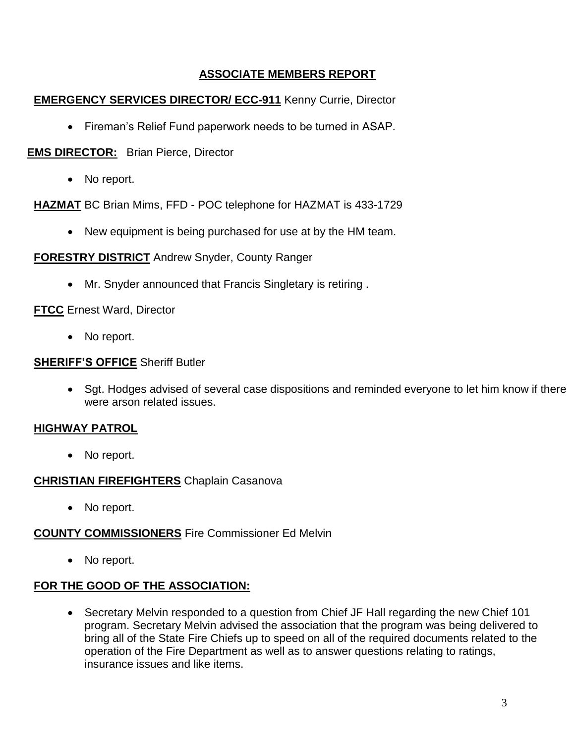## ASSOCIATE MEMBERS REPORT

**EMERGENCY SERVICES DIRECTOR/ ECC-911** Kenny Currie, Director

- Fireman's Relief Fund paperwork needs to be turned in ASAP.

**EMS DIRECTOR:** Brian Pierce, Director

- No report.

**HAZMAT** BC Brian Mims, FFD - POC telephone for HAZMAT is 433-1729

- New equipment is being purchased for use at by the HM team.

**FORESTRY DISTRICT** Andrew Snyder, County Ranger

- Mr. Snyder announced that Francis Singletary is retiring .

**FTCC** Ernest Ward, Director

- No report.

**SHERIFF'S OFFICE** Sheriff Butler

- Sgt. Hodges advised of several case dispositions and reminded everyone to let him know if there were arson related issues.

**HIGHWAY PATROL**

- No report.

**CHRISTIAN FIREFIGHTERS** Chaplain Casanova

- No report.

**COUNTY COMMISSIONERS** Fire Commissioner Ed Melvin

- No report.

**FOR THE GOOD OF THE ASSOCIATION:**

- Secretary Melvin responded to a question from Chief JF Hall regarding the new Chief 101 program. Secretary Melvin advised the association that the program was being delivered to bring all of the State Fire Chiefs up to speed on all of the required documents related to the operation of the Fire Department as well as to answer questions relating to ratings, insurance issues and like items.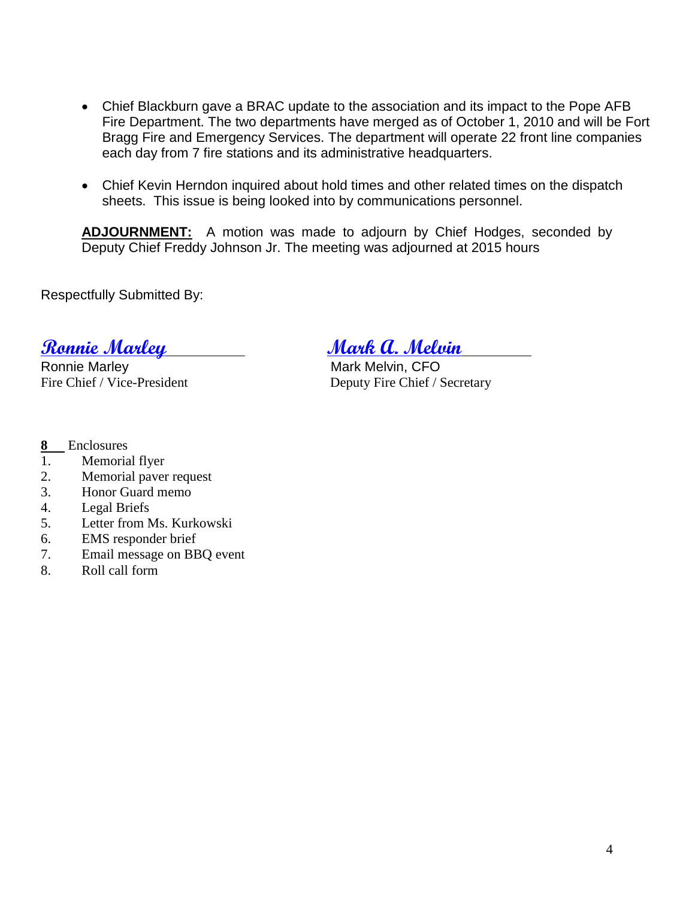- Chief Blackburn gave a BRAC update to the association and its impact to the Pope AFB Fire Department. The two departments have merged as of October 1, 2010 and will be Fort Bragg Fire and Emergency Services. The department will operate 22 front line companies each day from 7 fire stations and its administrative headquarters.

- Chief Kevin Herndon inquired about hold times and other related times on the dispatch sheets. This issue is being looked into by communications personnel.

**ADJOURNMENT:** A motion was made to adjourn by Chief Hodges, seconded by Deputy Chief Freddy Johnson Jr. The meeting was adjourned at 2015 hours

Respectfully Submitted By:

*Ronnie Marley*
Ronnie Marley
Fire Chief / Vice-President

*Mark A. Melvin*
Mark Melvin, CFO
Deputy Fire Chief / Secretary

**8** Enclosures

1. Memorial flyer
2. Memorial paver request
3. Honor Guard memo
4. Legal Briefs
5. Letter from Ms. Kurkowski
6. EMS responder brief
7. Email message on BBQ event
8. Roll call form